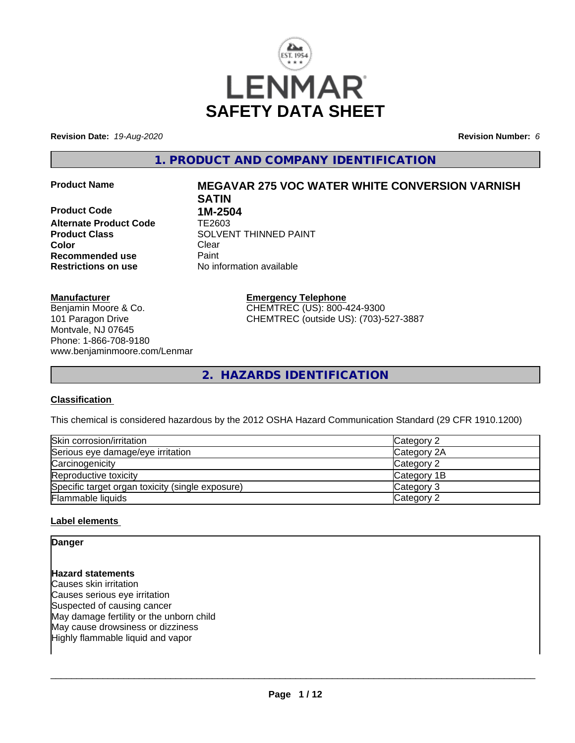# SAFETY DATA SHEET

**Revision Date:** *19-Aug-2020* **Revision Number:** *6*

## 1. PRODUCT AND COMPANY IDENTIFICATION

| | |
|---|---|
| **Product Name** | **MEGAVAR 275 VOC WATER WHITE CONVERSION VARNISH SATIN** |
| **Product Code** | **1M-2504** |
| **Alternate Product Code** | TE2603 |
| **Product Class** | SOLVENT THINNED PAINT |
| **Color** | Clear |
| **Recommended use** | Paint |
| **Restrictions on use** | No information available |

**Manufacturer**
Benjamin Moore & Co.
101 Paragon Drive
Montvale, NJ 07645
Phone: 1-866-708-9180
www.benjaminmoore.com/Lenmar

**Emergency Telephone**
CHEMTREC (US): 800-424-9300
CHEMTREC (outside US): (703)-527-3887

## 2. HAZARDS IDENTIFICATION

### Classification

This chemical is considered hazardous by the 2012 OSHA Hazard Communication Standard (29 CFR 1910.1200)

| | |
|---|---|
| Skin corrosion/irritation | Category 2 |
| Serious eye damage/eye irritation | Category 2A |
| Carcinogenicity | Category 2 |
| Reproductive toxicity | Category 1B |
| Specific target organ toxicity (single exposure) | Category 3 |
| Flammable liquids | Category 2 |

### Label elements

**Danger**

**Hazard statements**
Causes skin irritation
Causes serious eye irritation
Suspected of causing cancer
May damage fertility or the unborn child
May cause drowsiness or dizziness
Highly flammable liquid and vapor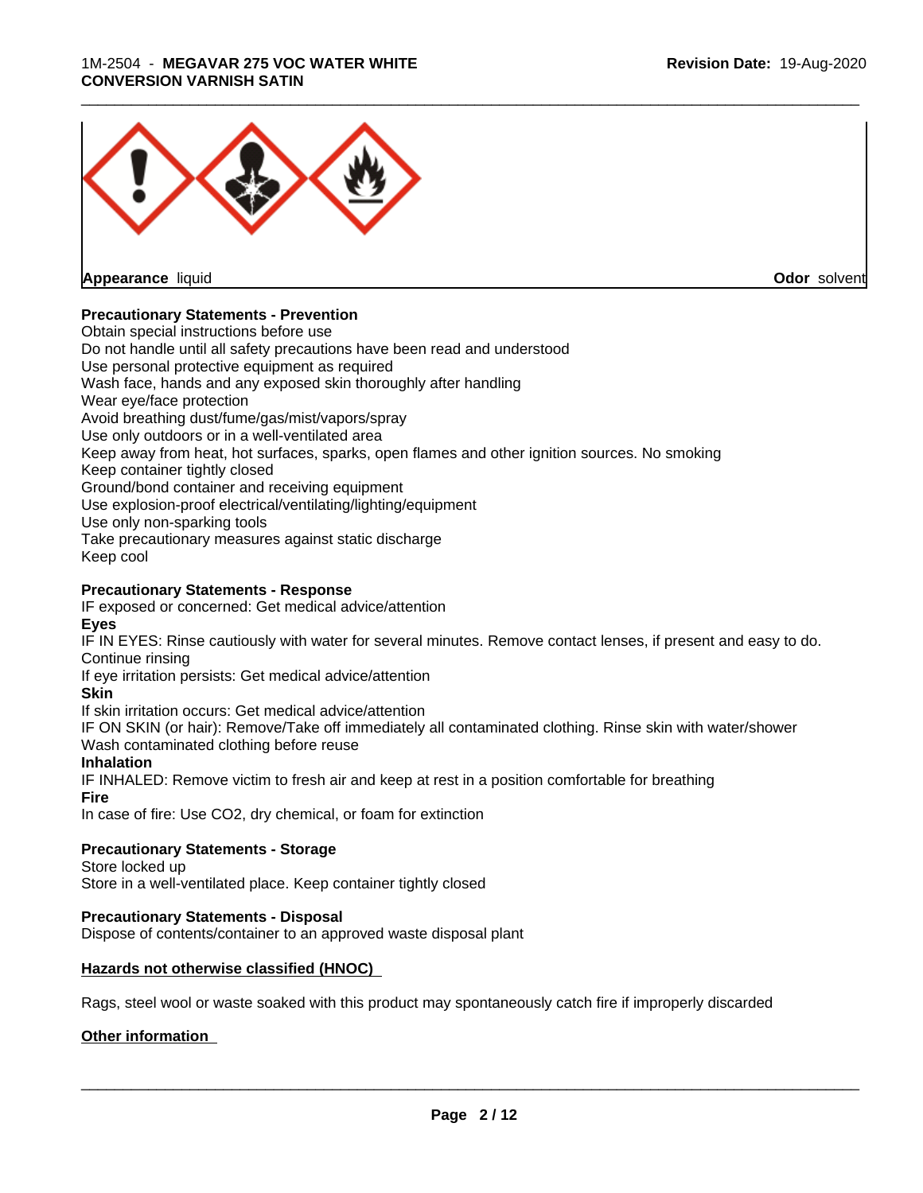**Appearance** liquid **Odor** solvent

**Precautionary Statements - Prevention**

Obtain special instructions before use
Do not handle until all safety precautions have been read and understood
Use personal protective equipment as required
Wash face, hands and any exposed skin thoroughly after handling
Wear eye/face protection
Avoid breathing dust/fume/gas/mist/vapors/spray
Use only outdoors or in a well-ventilated area
Keep away from heat, hot surfaces, sparks, open flames and other ignition sources. No smoking
Keep container tightly closed
Ground/bond container and receiving equipment
Use explosion-proof electrical/ventilating/lighting/equipment
Use only non-sparking tools
Take precautionary measures against static discharge
Keep cool

**Precautionary Statements - Response**

IF exposed or concerned: Get medical advice/attention

**Eyes**

IF IN EYES: Rinse cautiously with water for several minutes. Remove contact lenses, if present and easy to do. Continue rinsing
If eye irritation persists: Get medical advice/attention

**Skin**

If skin irritation occurs: Get medical advice/attention
IF ON SKIN (or hair): Remove/Take off immediately all contaminated clothing. Rinse skin with water/shower
Wash contaminated clothing before reuse

**Inhalation**

IF INHALED: Remove victim to fresh air and keep at rest in a position comfortable for breathing

**Fire**

In case of fire: Use CO2, dry chemical, or foam for extinction

**Precautionary Statements - Storage**

Store locked up
Store in a well-ventilated place. Keep container tightly closed

**Precautionary Statements - Disposal**

Dispose of contents/container to an approved waste disposal plant

**Hazards not otherwise classified (HNOC)**

Rags, steel wool or waste soaked with this product may spontaneously catch fire if improperly discarded

**Other information**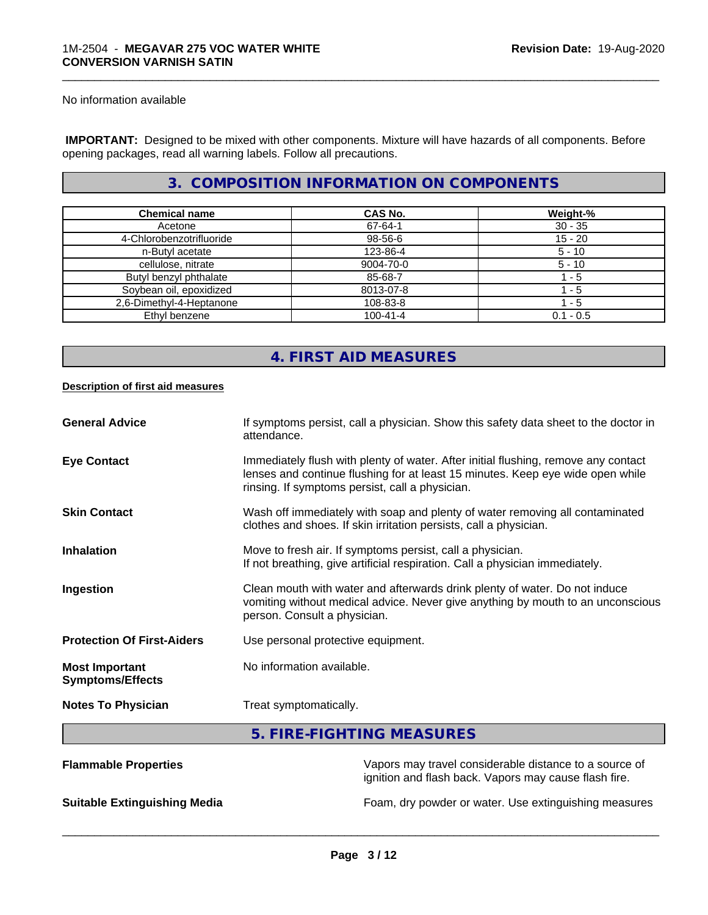No information available

**IMPORTANT:** Designed to be mixed with other components. Mixture will have hazards of all components. Before opening packages, read all warning labels. Follow all precautions.

## 3. COMPOSITION INFORMATION ON COMPONENTS

| Chemical name | CAS No. | Weight-% |
|---|---|---|
| Acetone | 67-64-1 | 30 - 35 |
| 4-Chlorobenzotrifluoride | 98-56-6 | 15 - 20 |
| n-Butyl acetate | 123-86-4 | 5 - 10 |
| cellulose, nitrate | 9004-70-0 | 5 - 10 |
| Butyl benzyl phthalate | 85-68-7 | 1 - 5 |
| Soybean oil, epoxidized | 8013-07-8 | 1 - 5 |
| 2,6-Dimethyl-4-Heptanone | 108-83-8 | 1 - 5 |
| Ethyl benzene | 100-41-4 | 0.1 - 0.5 |

## 4. FIRST AID MEASURES

**Description of first aid measures**

**General Advice**
If symptoms persist, call a physician. Show this safety data sheet to the doctor in attendance.

**Eye Contact**
Immediately flush with plenty of water. After initial flushing, remove any contact lenses and continue flushing for at least 15 minutes. Keep eye wide open while rinsing. If symptoms persist, call a physician.

**Skin Contact**
Wash off immediately with soap and plenty of water removing all contaminated clothes and shoes. If skin irritation persists, call a physician.

**Inhalation**
Move to fresh air. If symptoms persist, call a physician.
If not breathing, give artificial respiration. Call a physician immediately.

**Ingestion**
Clean mouth with water and afterwards drink plenty of water. Do not induce vomiting without medical advice. Never give anything by mouth to an unconscious person. Consult a physician.

**Protection Of First-Aiders**
Use personal protective equipment.

**Most Important Symptoms/Effects**
No information available.

**Notes To Physician**
Treat symptomatically.

## 5. FIRE-FIGHTING MEASURES

**Flammable Properties**
Vapors may travel considerable distance to a source of ignition and flash back. Vapors may cause flash fire.

**Suitable Extinguishing Media**
Foam, dry powder or water. Use extinguishing measures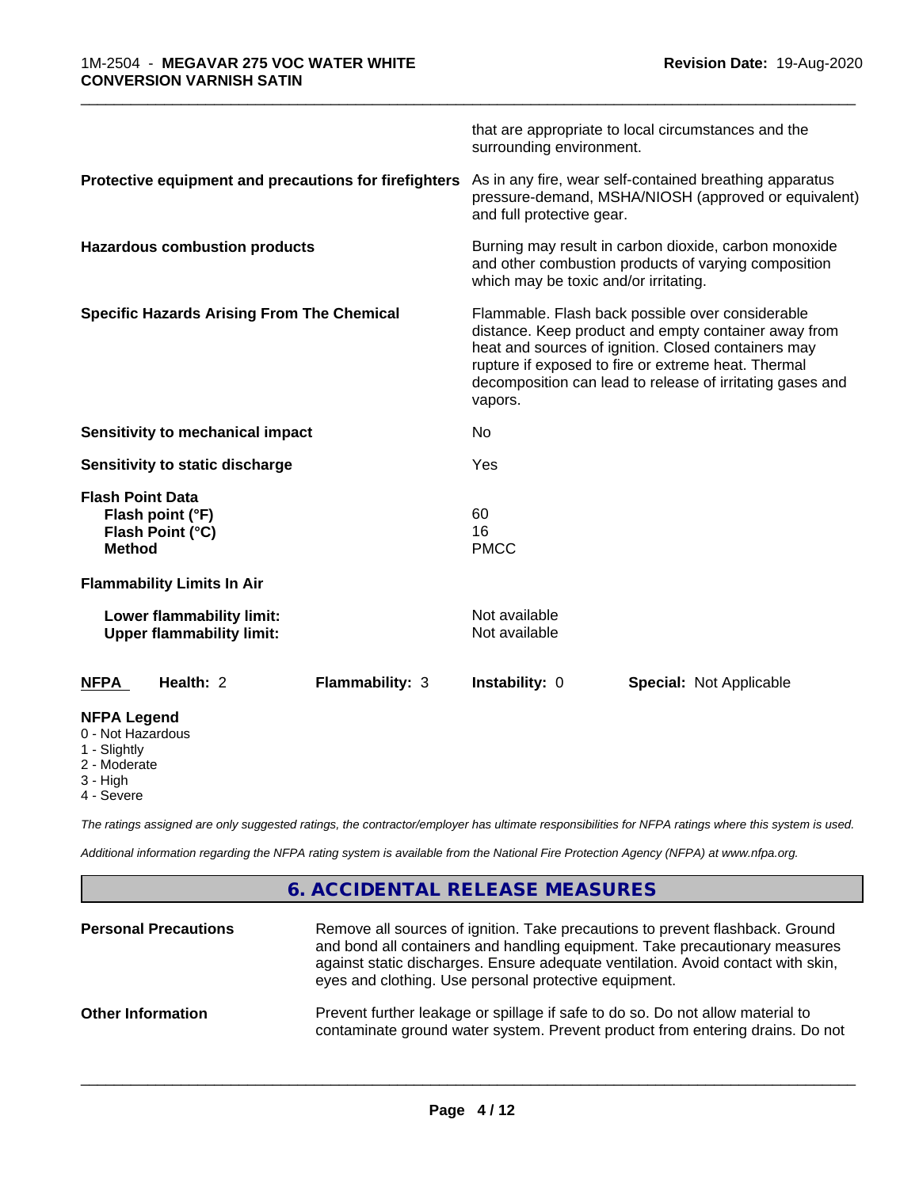that are appropriate to local circumstances and the surrounding environment.

**Protective equipment and precautions for firefighters**: As in any fire, wear self-contained breathing apparatus pressure-demand, MSHA/NIOSH (approved or equivalent) and full protective gear.

**Hazardous combustion products**: Burning may result in carbon dioxide, carbon monoxide and other combustion products of varying composition which may be toxic and/or irritating.

**Specific Hazards Arising From The Chemical**: Flammable. Flash back possible over considerable distance. Keep product and empty container away from heat and sources of ignition. Closed containers may rupture if exposed to fire or extreme heat. Thermal decomposition can lead to release of irritating gases and vapors.

**Sensitivity to mechanical impact**: No

**Sensitivity to static discharge**: Yes

**Flash Point Data**
- **Flash point (°F)**: 60
- **Flash Point (°C)**: 16
- **Method**: PMCC

**Flammability Limits In Air**
- **Lower flammability limit:** Not available
- **Upper flammability limit:** Not available

| NFPA | Health: 2 | Flammability: 3 | Instability: 0 | Special: Not Applicable |
|---|---|---|---|---|

**NFPA Legend**
- 0 - Not Hazardous
- 1 - Slightly
- 2 - Moderate
- 3 - High
- 4 - Severe

*The ratings assigned are only suggested ratings, the contractor/employer has ultimate responsibilities for NFPA ratings where this system is used.*

*Additional information regarding the NFPA rating system is available from the National Fire Protection Agency (NFPA) at www.nfpa.org.*

## 6. ACCIDENTAL RELEASE MEASURES

**Personal Precautions**: Remove all sources of ignition. Take precautions to prevent flashback. Ground and bond all containers and handling equipment. Take precautionary measures against static discharges. Ensure adequate ventilation. Avoid contact with skin, eyes and clothing. Use personal protective equipment.

**Other Information**: Prevent further leakage or spillage if safe to do so. Do not allow material to contaminate ground water system. Prevent product from entering drains. Do not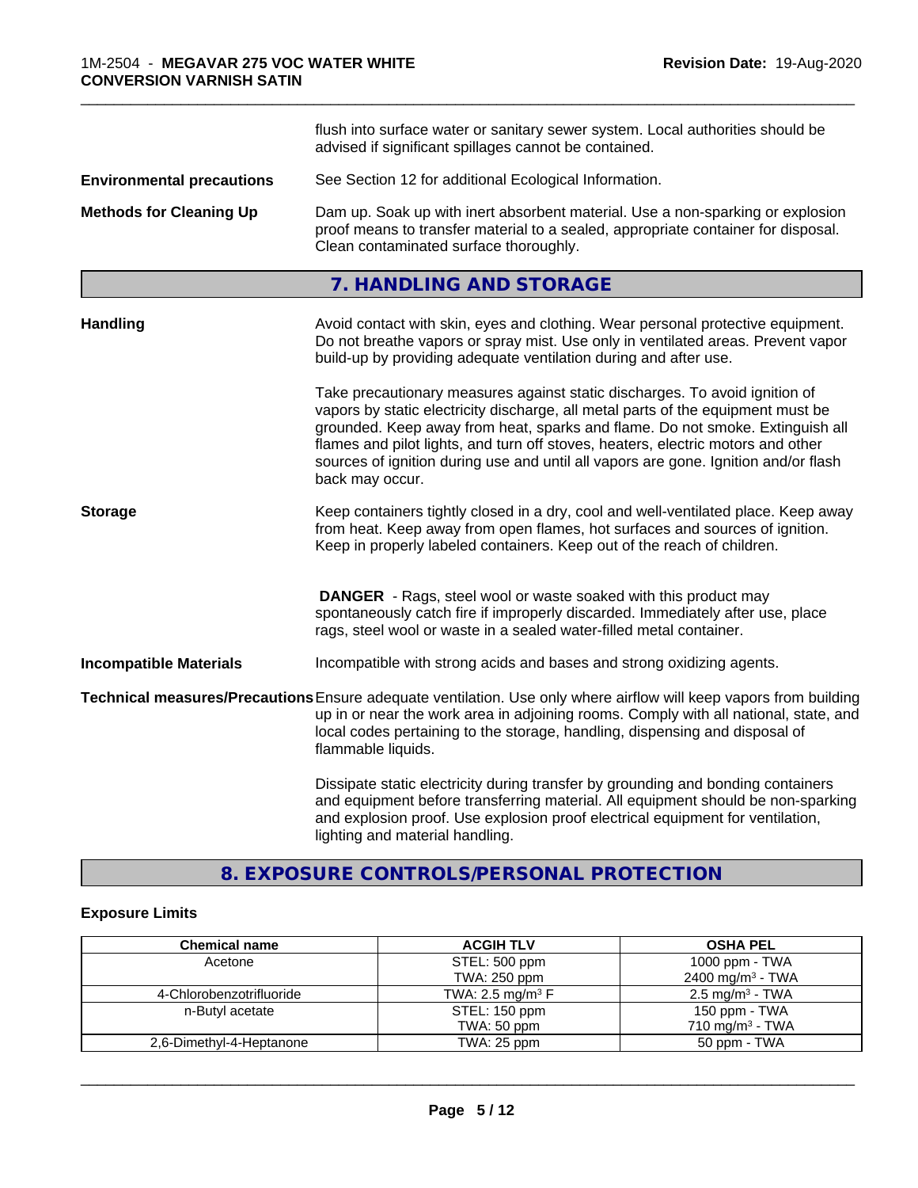flush into surface water or sanitary sewer system. Local authorities should be advised if significant spillages cannot be contained.

**Environmental precautions** See Section 12 for additional Ecological Information.

**Methods for Cleaning Up** Dam up. Soak up with inert absorbent material. Use a non-sparking or explosion proof means to transfer material to a sealed, appropriate container for disposal. Clean contaminated surface thoroughly.

## 7. HANDLING AND STORAGE

**Handling** Avoid contact with skin, eyes and clothing. Wear personal protective equipment. Do not breathe vapors or spray mist. Use only in ventilated areas. Prevent vapor build-up by providing adequate ventilation during and after use.

Take precautionary measures against static discharges. To avoid ignition of vapors by static electricity discharge, all metal parts of the equipment must be grounded. Keep away from heat, sparks and flame. Do not smoke. Extinguish all flames and pilot lights, and turn off stoves, heaters, electric motors and other sources of ignition during use and until all vapors are gone. Ignition and/or flash back may occur.

**Storage** Keep containers tightly closed in a dry, cool and well-ventilated place. Keep away from heat. Keep away from open flames, hot surfaces and sources of ignition. Keep in properly labeled containers. Keep out of the reach of children.

**DANGER** - Rags, steel wool or waste soaked with this product may spontaneously catch fire if improperly discarded. Immediately after use, place rags, steel wool or waste in a sealed water-filled metal container.

**Incompatible Materials** Incompatible with strong acids and bases and strong oxidizing agents.

**Technical measures/Precautions** Ensure adequate ventilation. Use only where airflow will keep vapors from building up in or near the work area in adjoining rooms. Comply with all national, state, and local codes pertaining to the storage, handling, dispensing and disposal of flammable liquids.

Dissipate static electricity during transfer by grounding and bonding containers and equipment before transferring material. All equipment should be non-sparking and explosion proof. Use explosion proof electrical equipment for ventilation, lighting and material handling.

## 8. EXPOSURE CONTROLS/PERSONAL PROTECTION

### Exposure Limits

| Chemical name | ACGIH TLV | OSHA PEL |
|---|---|---|
| Acetone | STEL: 500 ppm<br>TWA: 250 ppm | 1000 ppm - TWA<br>2400 mg/m$^3$ - TWA |
| 4-Chlorobenzotrifluoride | TWA: 2.5 mg/m$^3$ F | 2.5 mg/m$^3$ - TWA |
| n-Butyl acetate | STEL: 150 ppm<br>TWA: 50 ppm | 150 ppm - TWA<br>710 mg/m$^3$ - TWA |
| 2,6-Dimethyl-4-Heptanone | TWA: 25 ppm | 50 ppm - TWA |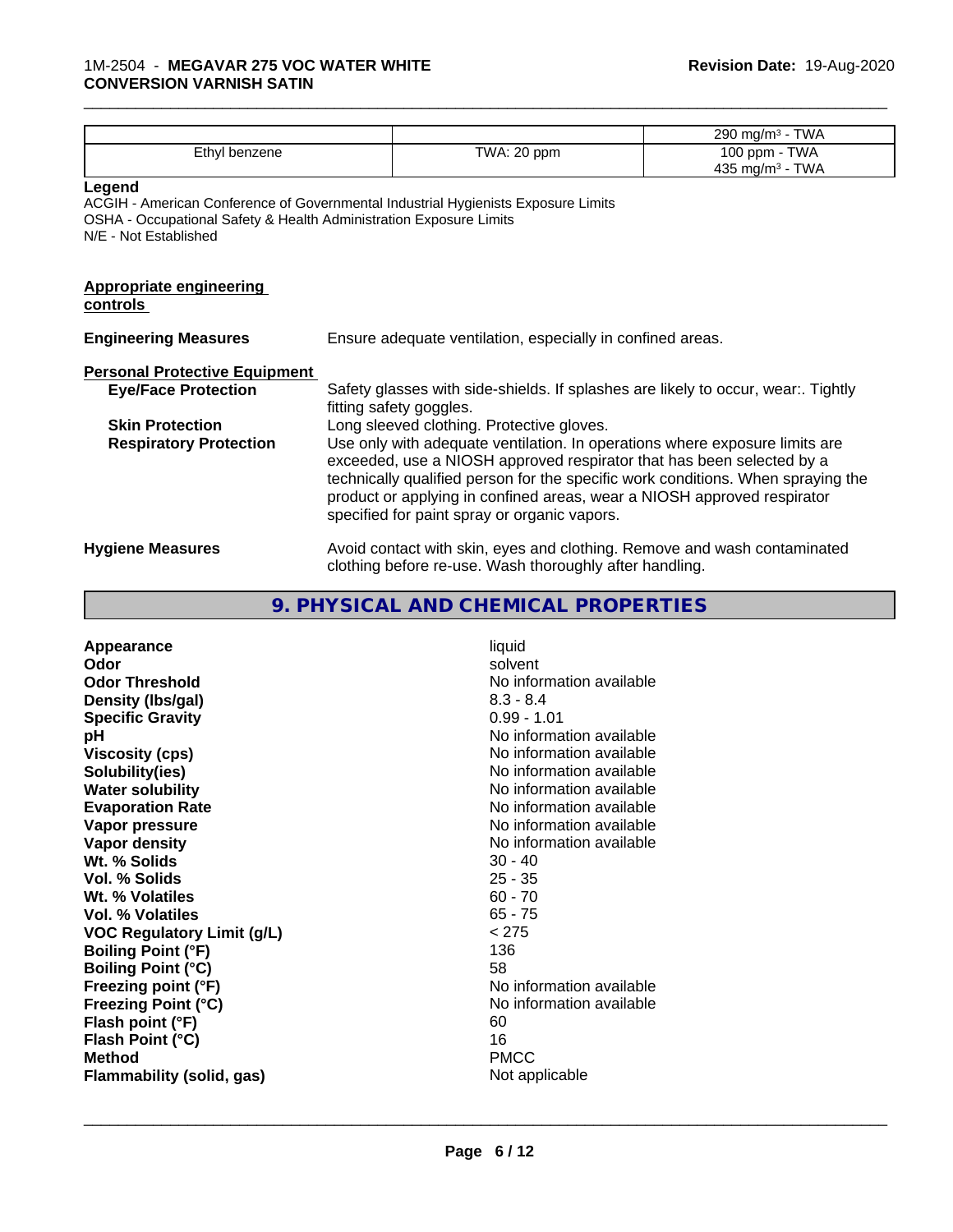| | | |
|---|---|---|
| | | 290 mg/m³ - TWA |
| Ethyl benzene | TWA: 20 ppm | 100 ppm - TWA<br>435 mg/m³ - TWA |

**Legend**

ACGIH - American Conference of Governmental Industrial Hygienists Exposure Limits
OSHA - Occupational Safety & Health Administration Exposure Limits
N/E - Not Established

**Appropriate engineering controls**

**Engineering Measures** Ensure adequate ventilation, especially in confined areas.

**Personal Protective Equipment**

**Eye/Face Protection** Safety glasses with side-shields. If splashes are likely to occur, wear:. Tightly fitting safety goggles.

**Skin Protection** Long sleeved clothing. Protective gloves.

**Respiratory Protection** Use only with adequate ventilation. In operations where exposure limits are exceeded, use a NIOSH approved respirator that has been selected by a technically qualified person for the specific work conditions. When spraying the product or applying in confined areas, wear a NIOSH approved respirator specified for paint spray or organic vapors.

**Hygiene Measures** Avoid contact with skin, eyes and clothing. Remove and wash contaminated clothing before re-use. Wash thoroughly after handling.

## 9. PHYSICAL AND CHEMICAL PROPERTIES

| | |
|---|---|
| **Appearance** | liquid |
| **Odor** | solvent |
| **Odor Threshold** | No information available |
| **Density (lbs/gal)** | 8.3 - 8.4 |
| **Specific Gravity** | 0.99 - 1.01 |
| **pH** | No information available |
| **Viscosity (cps)** | No information available |
| **Solubility(ies)** | No information available |
| **Water solubility** | No information available |
| **Evaporation Rate** | No information available |
| **Vapor pressure** | No information available |
| **Vapor density** | No information available |
| **Wt. % Solids** | 30 - 40 |
| **Vol. % Solids** | 25 - 35 |
| **Wt. % Volatiles** | 60 - 70 |
| **Vol. % Volatiles** | 65 - 75 |
| **VOC Regulatory Limit (g/L)** | < 275 |
| **Boiling Point (°F)** | 136 |
| **Boiling Point (°C)** | 58 |
| **Freezing point (°F)** | No information available |
| **Freezing Point (°C)** | No information available |
| **Flash point (°F)** | 60 |
| **Flash Point (°C)** | 16 |
| **Method** | PMCC |
| **Flammability (solid, gas)** | Not applicable |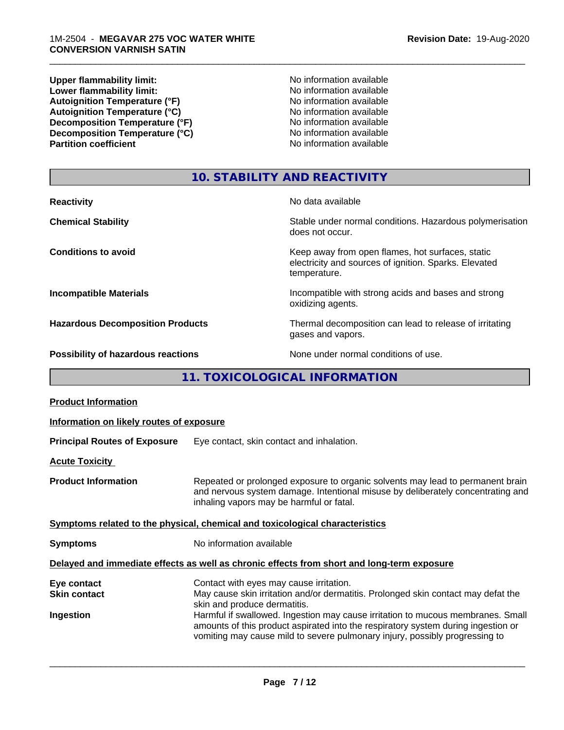| | |
|---|---|
| **Upper flammability limit:** | No information available |
| **Lower flammability limit:** | No information available |
| **Autoignition Temperature (°F)** | No information available |
| **Autoignition Temperature (°C)** | No information available |
| **Decomposition Temperature (°F)** | No information available |
| **Decomposition Temperature (°C)** | No information available |
| **Partition coefficient** | No information available |

## 10. STABILITY AND REACTIVITY

| | |
|---|---|
| **Reactivity** | No data available |
| **Chemical Stability** | Stable under normal conditions. Hazardous polymerisation does not occur. |
| **Conditions to avoid** | Keep away from open flames, hot surfaces, static electricity and sources of ignition. Sparks. Elevated temperature. |
| **Incompatible Materials** | Incompatible with strong acids and bases and strong oxidizing agents. |
| **Hazardous Decomposition Products** | Thermal decomposition can lead to release of irritating gases and vapors. |
| **Possibility of hazardous reactions** | None under normal conditions of use. |

## 11. TOXICOLOGICAL INFORMATION

**Product Information**

**Information on likely routes of exposure**

**Principal Routes of Exposure** Eye contact, skin contact and inhalation.

**Acute Toxicity**

**Product Information** Repeated or prolonged exposure to organic solvents may lead to permanent brain and nervous system damage. Intentional misuse by deliberately concentrating and inhaling vapors may be harmful or fatal.

**Symptoms related to the physical, chemical and toxicological characteristics**

**Symptoms** No information available

**Delayed and immediate effects as well as chronic effects from short and long-term exposure**

| | |
|---|---|
| **Eye contact** | Contact with eyes may cause irritation. |
| **Skin contact** | May cause skin irritation and/or dermatitis. Prolonged skin contact may defat the skin and produce dermatitis. |
| **Ingestion** | Harmful if swallowed. Ingestion may cause irritation to mucous membranes. Small amounts of this product aspirated into the respiratory system during ingestion or vomiting may cause mild to severe pulmonary injury, possibly progressing to |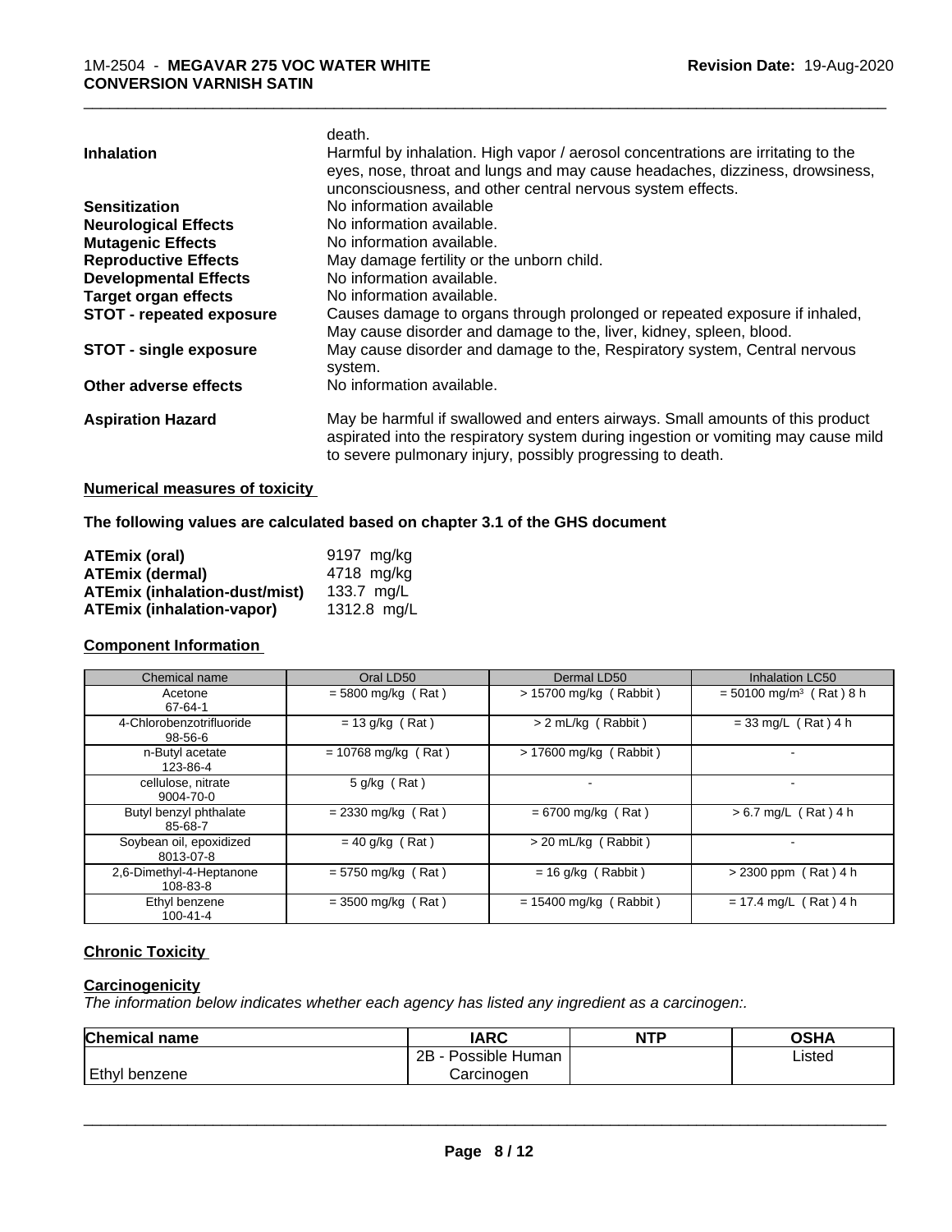| | |
|---|---|
| | death. |
| **Inhalation** | Harmful by inhalation. High vapor / aerosol concentrations are irritating to the eyes, nose, throat and lungs and may cause headaches, dizziness, drowsiness, unconsciousness, and other central nervous system effects. |
| **Sensitization** | No information available |
| **Neurological Effects** | No information available. |
| **Mutagenic Effects** | No information available. |
| **Reproductive Effects** | May damage fertility or the unborn child. |
| **Developmental Effects** | No information available. |
| **Target organ effects** | No information available. |
| **STOT - repeated exposure** | Causes damage to organs through prolonged or repeated exposure if inhaled, May cause disorder and damage to the, liver, kidney, spleen, blood. |
| **STOT - single exposure** | May cause disorder and damage to the, Respiratory system, Central nervous system. |
| **Other adverse effects** | No information available. |
| **Aspiration Hazard** | May be harmful if swallowed and enters airways. Small amounts of this product aspirated into the respiratory system during ingestion or vomiting may cause mild to severe pulmonary injury, possibly progressing to death. |

**Numerical measures of toxicity**

**The following values are calculated based on chapter 3.1 of the GHS document**

| | |
|---|---|
| **ATEmix (oral)** | 9197 mg/kg |
| **ATEmix (dermal)** | 4718 mg/kg |
| **ATEmix (inhalation-dust/mist)** | 133.7 mg/L |
| **ATEmix (inhalation-vapor)** | 1312.8 mg/L |

**Component Information**

| Chemical name | Oral LD50 | Dermal LD50 | Inhalation LC50 |
|---|---|---|---|
| Acetone<br>67-64-1 | = 5800 mg/kg ( Rat ) | > 15700 mg/kg ( Rabbit ) | = 50100 mg/m³ ( Rat ) 8 h |
| 4-Chlorobenzotrifluoride<br>98-56-6 | = 13 g/kg ( Rat ) | > 2 mL/kg ( Rabbit ) | = 33 mg/L ( Rat ) 4 h |
| n-Butyl acetate<br>123-86-4 | = 10768 mg/kg ( Rat ) | > 17600 mg/kg ( Rabbit ) | - |
| cellulose, nitrate<br>9004-70-0 | 5 g/kg ( Rat ) | - | - |
| Butyl benzyl phthalate<br>85-68-7 | = 2330 mg/kg ( Rat ) | = 6700 mg/kg ( Rat ) | > 6.7 mg/L ( Rat ) 4 h |
| Soybean oil, epoxidized<br>8013-07-8 | = 40 g/kg ( Rat ) | > 20 mL/kg ( Rabbit ) | - |
| 2,6-Dimethyl-4-Heptanone<br>108-83-8 | = 5750 mg/kg ( Rat ) | = 16 g/kg ( Rabbit ) | > 2300 ppm ( Rat ) 4 h |
| Ethyl benzene<br>100-41-4 | = 3500 mg/kg ( Rat ) | = 15400 mg/kg ( Rabbit ) | = 17.4 mg/L ( Rat ) 4 h |

**Chronic Toxicity**

**Carcinogenicity**

*The information below indicates whether each agency has listed any ingredient as a carcinogen:.*

| Chemical name | IARC | NTP | OSHA |
|---|---|---|---|
| Ethyl benzene | 2B - Possible Human Carcinogen | | Listed |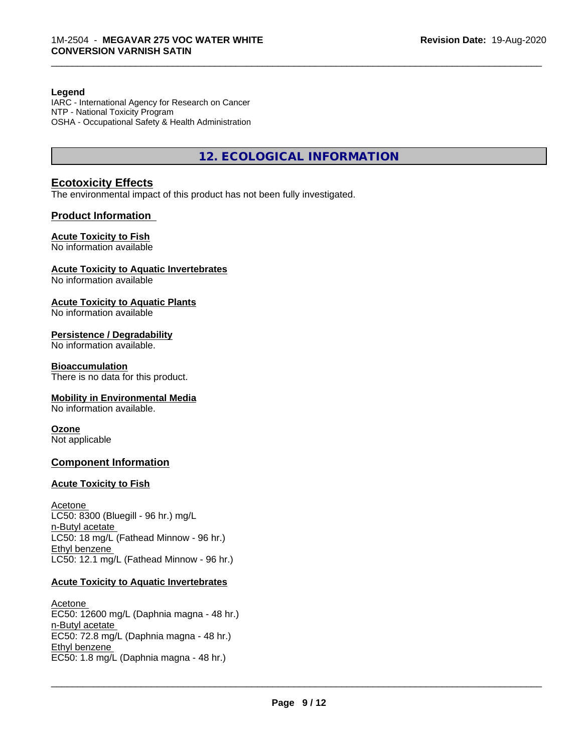**Legend**

IARC - International Agency for Research on Cancer
NTP - National Toxicity Program
OSHA - Occupational Safety & Health Administration

## 12. ECOLOGICAL INFORMATION

### Ecotoxicity Effects

The environmental impact of this product has not been fully investigated.

### Product Information

**Acute Toxicity to Fish**
No information available

**Acute Toxicity to Aquatic Invertebrates**
No information available

**Acute Toxicity to Aquatic Plants**
No information available

**Persistence / Degradability**
No information available.

**Bioaccumulation**
There is no data for this product.

**Mobility in Environmental Media**
No information available.

**Ozone**
Not applicable

### Component Information

**Acute Toxicity to Fish**

Acetone
LC50: 8300 (Bluegill - 96 hr.) mg/L
n-Butyl acetate
LC50: 18 mg/L (Fathead Minnow - 96 hr.)
Ethyl benzene
LC50: 12.1 mg/L (Fathead Minnow - 96 hr.)

**Acute Toxicity to Aquatic Invertebrates**

Acetone
EC50: 12600 mg/L (Daphnia magna - 48 hr.)
n-Butyl acetate
EC50: 72.8 mg/L (Daphnia magna - 48 hr.)
Ethyl benzene
EC50: 1.8 mg/L (Daphnia magna - 48 hr.)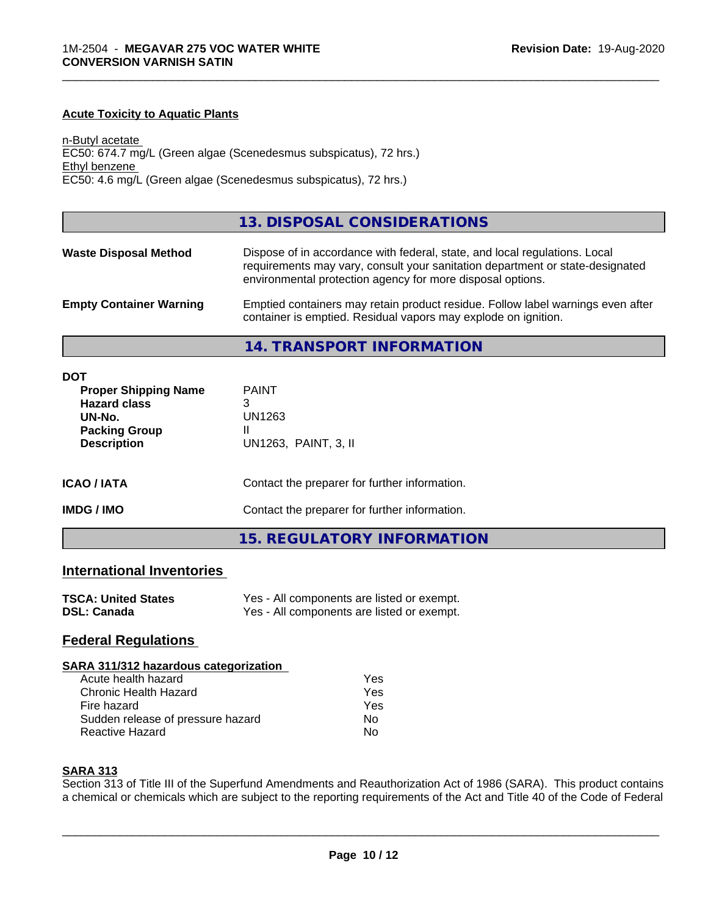### Acute Toxicity to Aquatic Plants

n-Butyl acetate
EC50: 674.7 mg/L (Green algae (Scenedesmus subspicatus), 72 hrs.)
Ethyl benzene
EC50: 4.6 mg/L (Green algae (Scenedesmus subspicatus), 72 hrs.)

## 13. DISPOSAL CONSIDERATIONS

**Waste Disposal Method** Dispose of in accordance with federal, state, and local regulations. Local requirements may vary, consult your sanitation department or state-designated environmental protection agency for more disposal options.

**Empty Container Warning** Emptied containers may retain product residue. Follow label warnings even after container is emptied. Residual vapors may explode on ignition.

## 14. TRANSPORT INFORMATION

**DOT**

| | |
|---|---|
| **Proper Shipping Name** | PAINT |
| **Hazard class** | 3 |
| **UN-No.** | UN1263 |
| **Packing Group** | II |
| **Description** | UN1263, PAINT, 3, II |

**ICAO / IATA** Contact the preparer for further information.

**IMDG / IMO** Contact the preparer for further information.

## 15. REGULATORY INFORMATION

### International Inventories

| | |
|---|---|
| **TSCA: United States** | Yes - All components are listed or exempt. |
| **DSL: Canada** | Yes - All components are listed or exempt. |

### Federal Regulations

**SARA 311/312 hazardous categorization**

| | |
|---|---|
| Acute health hazard | Yes |
| Chronic Health Hazard | Yes |
| Fire hazard | Yes |
| Sudden release of pressure hazard | No |
| Reactive Hazard | No |

**SARA 313**
Section 313 of Title III of the Superfund Amendments and Reauthorization Act of 1986 (SARA). This product contains a chemical or chemicals which are subject to the reporting requirements of the Act and Title 40 of the Code of Federal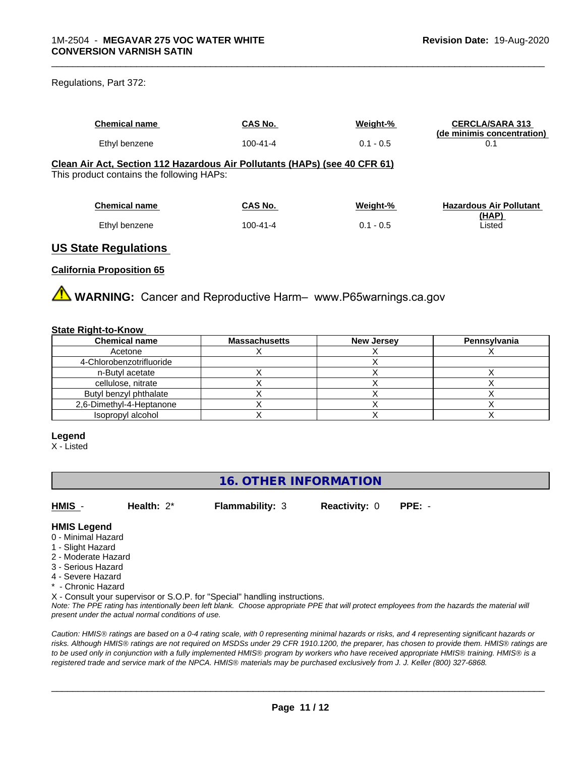Regulations, Part 372:

| Chemical name | CAS No. | Weight-% | CERCLA/SARA 313 (de minimis concentration) |
|---|---|---|---|
| Ethyl benzene | 100-41-4 | 0.1 - 0.5 | 0.1 |

**Clean Air Act, Section 112 Hazardous Air Pollutants (HAPs) (see 40 CFR 61)**
This product contains the following HAPs:

| Chemical name | CAS No. | Weight-% | Hazardous Air Pollutant (HAP) |
|---|---|---|---|
| Ethyl benzene | 100-41-4 | 0.1 - 0.5 | Listed |

## US State Regulations

**California Proposition 65**

⚠ **WARNING:** Cancer and Reproductive Harm– www.P65warnings.ca.gov

**State Right-to-Know**

| Chemical name | Massachusetts | New Jersey | Pennsylvania |
|---|---|---|---|
| Acetone | X | X | X |
| 4-Chlorobenzotrifluoride | | X | |
| n-Butyl acetate | X | X | X |
| cellulose, nitrate | X | X | X |
| Butyl benzyl phthalate | X | X | X |
| 2,6-Dimethyl-4-Heptanone | X | X | X |
| Isopropyl alcohol | X | X | X |

**Legend**
X - Listed

## 16. OTHER INFORMATION

**HMIS** - **Health:** 2* **Flammability:** 3 **Reactivity:** 0 **PPE:** -

**HMIS Legend**
0 - Minimal Hazard
1 - Slight Hazard
2 - Moderate Hazard
3 - Serious Hazard
4 - Severe Hazard
* - Chronic Hazard
X - Consult your supervisor or S.O.P. for "Special" handling instructions.

*Note: The PPE rating has intentionally been left blank. Choose appropriate PPE that will protect employees from the hazards the material will present under the actual normal conditions of use.*

*Caution: HMIS® ratings are based on a 0-4 rating scale, with 0 representing minimal hazards or risks, and 4 representing significant hazards or risks. Although HMIS® ratings are not required on MSDSs under 29 CFR 1910.1200, the preparer, has chosen to provide them. HMIS® ratings are to be used only in conjunction with a fully implemented HMIS® program by workers who have received appropriate HMIS® training. HMIS® is a registered trade and service mark of the NPCA. HMIS® materials may be purchased exclusively from J. J. Keller (800) 327-6868.*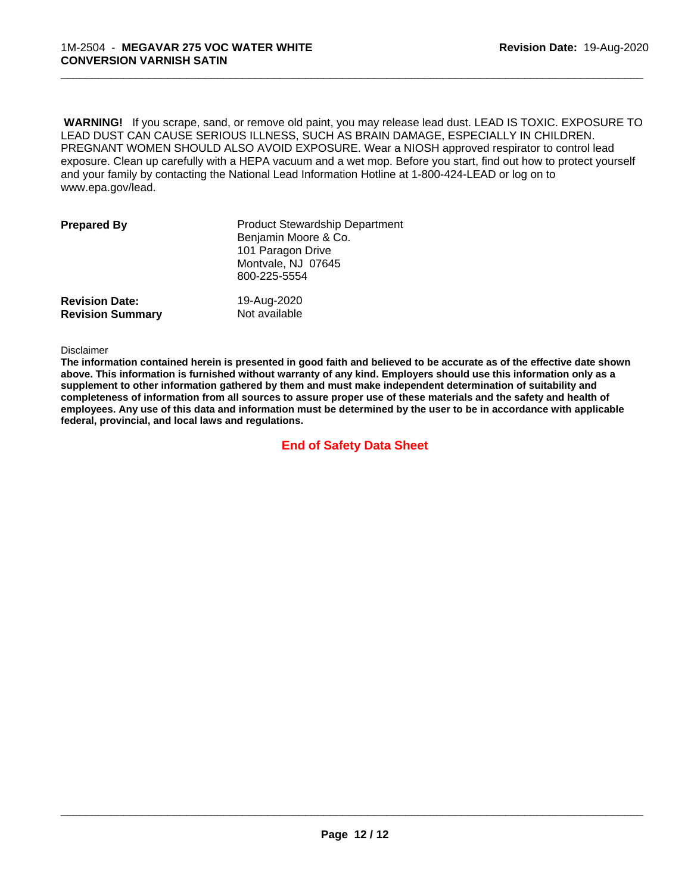**WARNING!** If you scrape, sand, or remove old paint, you may release lead dust. LEAD IS TOXIC. EXPOSURE TO LEAD DUST CAN CAUSE SERIOUS ILLNESS, SUCH AS BRAIN DAMAGE, ESPECIALLY IN CHILDREN. PREGNANT WOMEN SHOULD ALSO AVOID EXPOSURE. Wear a NIOSH approved respirator to control lead exposure. Clean up carefully with a HEPA vacuum and a wet mop. Before you start, find out how to protect yourself and your family by contacting the National Lead Information Hotline at 1-800-424-LEAD or log on to www.epa.gov/lead.

| | |
|---|---|
| **Prepared By** | Product Stewardship Department<br>Benjamin Moore & Co.<br>101 Paragon Drive<br>Montvale, NJ 07645<br>800-225-5554 |
| **Revision Date:** | 19-Aug-2020 |
| **Revision Summary** | Not available |

Disclaimer

**The information contained herein is presented in good faith and believed to be accurate as of the effective date shown above. This information is furnished without warranty of any kind. Employers should use this information only as a supplement to other information gathered by them and must make independent determination of suitability and completeness of information from all sources to assure proper use of these materials and the safety and health of employees. Any use of this data and information must be determined by the user to be in accordance with applicable federal, provincial, and local laws and regulations.**

**End of Safety Data Sheet**